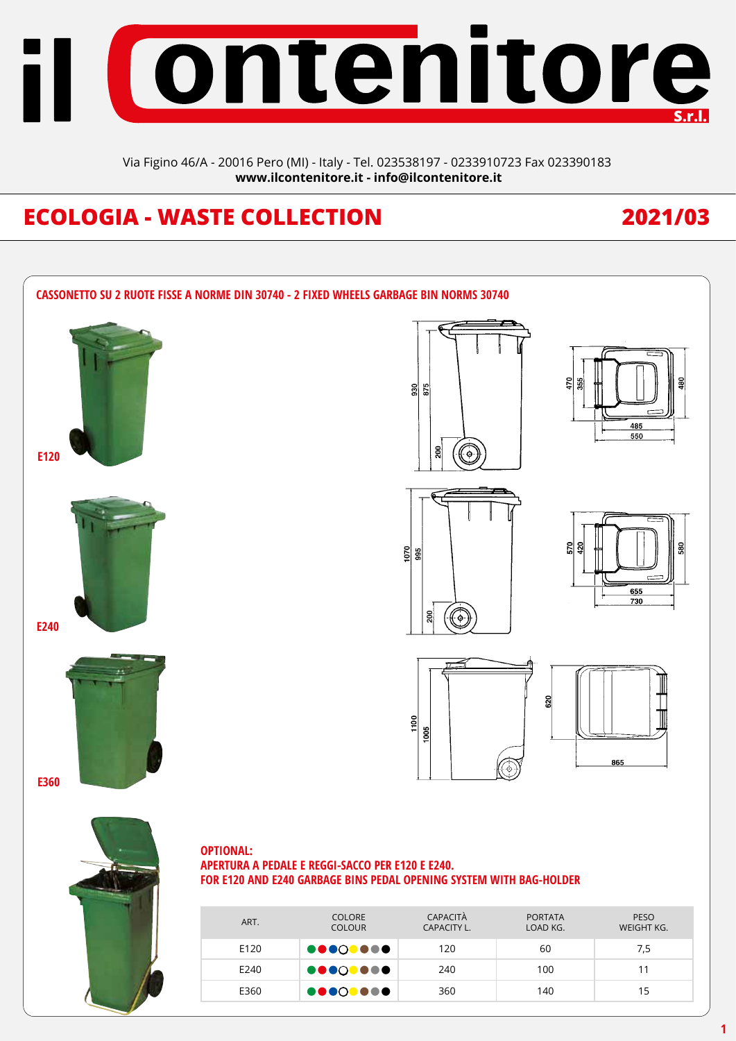# il Contenitore S.r.l.

Via Figino 46/A - 20016 Pero (MI) - Italy - Tel. 023538197 - 0233910723 Fax 023390183
**www.ilcontenitore.it - info@ilcontenitore.it**

## ECOLOGIA - WASTE COLLECTION

## 2021/03

### CASSONETTO SU 2 RUOTE FISSE A NORME DIN 30740 - 2 FIXED WHEELS GARBAGE BIN NORMS 30740

**E120**

**E240**

**E360**

### OPTIONAL:
### APERTURA A PEDALE E REGGI-SACCO PER E120 E E240.
### FOR E120 AND E240 GARBAGE BINS PEDAL OPENING SYSTEM WITH BAG-HOLDER

| ART. | COLORE COLOUR | CAPACITÀ CAPACITY L. | PORTATA LOAD KG. | PESO WEIGHT KG. |
|---|---|---|---|---|
| E120 | ●●●○●●●● | 120 | 60 | 7,5 |
| E240 | ●●●○●●●● | 240 | 100 | 11 |
| E360 | ●●●○●●●● | 360 | 140 | 15 |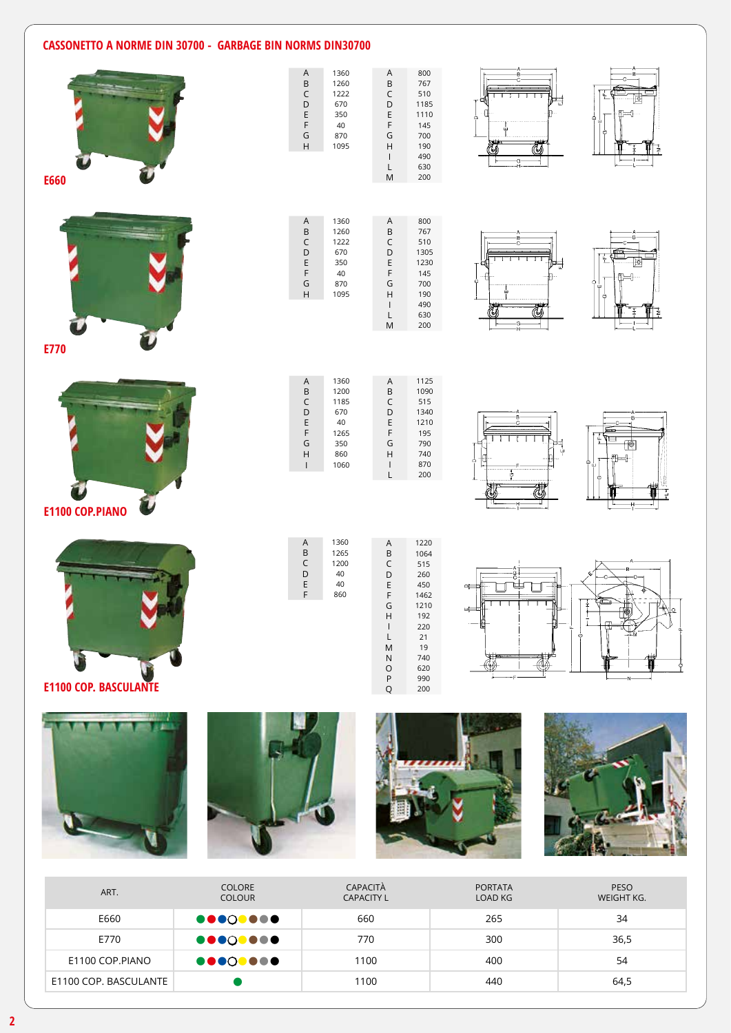# CASSONETTO A NORME DIN 30700 - GARBAGE BIN NORMS DIN30700

## E660

| | |
|---|---|
| A | 1360 |
| B | 1260 |
| C | 1222 |
| D | 670 |
| E | 350 |
| F | 40 |
| G | 870 |
| H | 1095 |

| | |
|---|---|
| A | 800 |
| B | 767 |
| C | 510 |
| D | 1185 |
| E | 1110 |
| F | 145 |
| G | 700 |
| H | 190 |
| I | 490 |
| L | 630 |
| M | 200 |

## E770

| | |
|---|---|
| A | 1360 |
| B | 1260 |
| C | 1222 |
| D | 670 |
| E | 350 |
| F | 40 |
| G | 870 |
| H | 1095 |

| | |
|---|---|
| A | 800 |
| B | 767 |
| C | 510 |
| D | 1305 |
| E | 1230 |
| F | 145 |
| G | 700 |
| H | 190 |
| I | 490 |
| L | 630 |
| M | 200 |

## E1100 COP.PIANO

| | |
|---|---|
| A | 1360 |
| B | 1200 |
| C | 1185 |
| D | 670 |
| E | 40 |
| F | 1265 |
| G | 350 |
| H | 860 |
| I | 1060 |

| | |
|---|---|
| A | 1125 |
| B | 1090 |
| C | 515 |
| D | 1340 |
| E | 1210 |
| F | 195 |
| G | 790 |
| H | 740 |
| I | 870 |
| L | 200 |

## E1100 COP. BASCULANTE

| | |
|---|---|
| A | 1360 |
| B | 1265 |
| C | 1200 |
| D | 40 |
| E | 40 |
| F | 860 |

| | |
|---|---|
| A | 1220 |
| B | 1064 |
| C | 515 |
| D | 260 |
| E | 450 |
| F | 1462 |
| G | 1210 |
| H | 192 |
| I | 220 |
| L | 21 |
| M | 19 |
| N | 740 |
| O | 620 |
| P | 990 |
| Q | 200 |

| ART. | COLORE<br>COLOUR | CAPACITÀ<br>CAPACITY L | PORTATA<br>LOAD KG | PESO<br>WEIGHT KG. |
|---|---|---|---|---|
| E660 | ●●●○●●●● | 660 | 265 | 34 |
| E770 | ●●●○●●●● | 770 | 300 | 36,5 |
| E1100 COP.PIANO | ●●●○●●●● | 1100 | 400 | 54 |
| E1100 COP. BASCULANTE | ● | 1100 | 440 | 64,5 |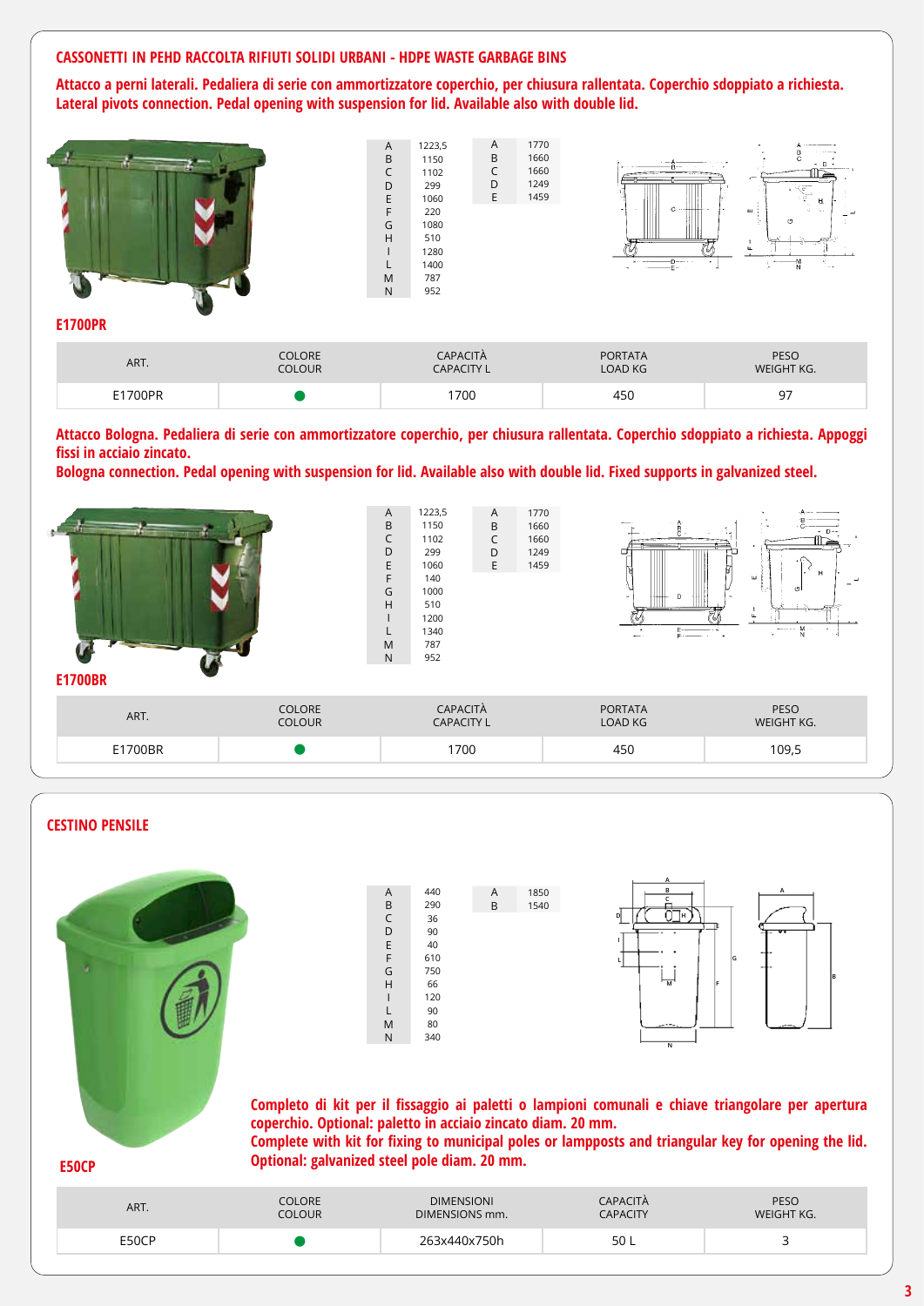## CASSONETTI IN PEHD RACCOLTA RIFIUTI SOLIDI URBANI - HDPE WASTE GARBAGE BINS

**Attacco a perni laterali. Pedaliera di serie con ammortizzatore coperchio, per chiusura rallentata. Coperchio sdoppiato a richiesta.**
**Lateral pivots connection. Pedal opening with suspension for lid. Available also with double lid.**

| | |
|---|---|
| A | 1223,5 |
| B | 1150 |
| C | 1102 |
| D | 299 |
| E | 1060 |
| F | 220 |
| G | 1080 |
| H | 510 |
| I | 1280 |
| L | 1400 |
| M | 787 |
| N | 952 |

| | |
|---|---|
| A | 1770 |
| B | 1660 |
| C | 1660 |
| D | 1249 |
| E | 1459 |

**E1700PR**

| ART. | COLORE COLOUR | CAPACITÀ CAPACITY L | PORTATA LOAD KG | PESO WEIGHT KG. |
|---|---|---|---|---|
| E1700PR | ● | 1700 | 450 | 97 |

**Attacco Bologna. Pedaliera di serie con ammortizzatore coperchio, per chiusura rallentata. Coperchio sdoppiato a richiesta. Appoggi fissi in acciaio zincato.**
**Bologna connection. Pedal opening with suspension for lid. Available also with double lid. Fixed supports in galvanized steel.**

| | |
|---|---|
| A | 1223,5 |
| B | 1150 |
| C | 1102 |
| D | 299 |
| E | 1060 |
| F | 140 |
| G | 1000 |
| H | 510 |
| I | 1200 |
| L | 1340 |
| M | 787 |
| N | 952 |

| | |
|---|---|
| A | 1770 |
| B | 1660 |
| C | 1660 |
| D | 1249 |
| E | 1459 |

**E1700BR**

| ART. | COLORE COLOUR | CAPACITÀ CAPACITY L | PORTATA LOAD KG | PESO WEIGHT KG. |
|---|---|---|---|---|
| E1700BR | ● | 1700 | 450 | 109,5 |

## CESTINO PENSILE

| | |
|---|---|
| A | 440 |
| B | 290 |
| C | 36 |
| D | 90 |
| E | 40 |
| F | 610 |
| G | 750 |
| H | 66 |
| I | 120 |
| L | 90 |
| M | 80 |
| N | 340 |

| | |
|---|---|
| A | 1850 |
| B | 1540 |

**Completo di kit per il fissaggio ai paletti o lampioni comunali e chiave triangolare per apertura coperchio. Optional: paletto in acciaio zincato diam. 20 mm.**
**Complete with kit for fixing to municipal poles or lampposts and triangular key for opening the lid. Optional: galvanized steel pole diam. 20 mm.**

**E50CP**

| ART. | COLORE COLOUR | DIMENSIONI DIMENSIONS mm. | CAPACITÀ CAPACITY | PESO WEIGHT KG. |
|---|---|---|---|---|
| E50CP | ● | 263x440x750h | 50 L | 3 |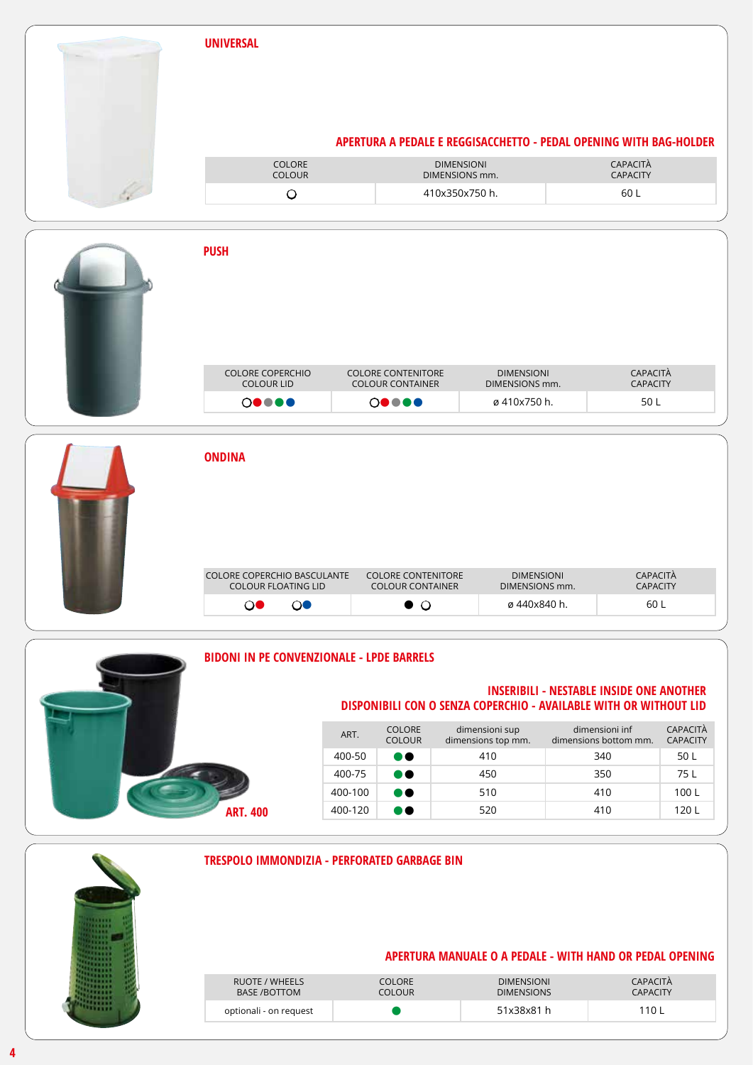## UNIVERSAL

### APERTURA A PEDALE E REGGISACCHETTO - PEDAL OPENING WITH BAG-HOLDER

| COLORE COLOUR | DIMENSIONI DIMENSIONS mm. | CAPACITÀ CAPACITY |
|---|---|---|
| ○ | 410x350x750 h. | 60 L |

## PUSH

| COLORE COPERCHIO COLOUR LID | COLORE CONTENITORE COLOUR CONTAINER | DIMENSIONI DIMENSIONS mm. | CAPACITÀ CAPACITY |
|---|---|---|---|
| ○●●●● | ○●●●● | ø 410x750 h. | 50 L |

## ONDINA

| COLORE COPERCHIO BASCULANTE COLOUR FLOATING LID | | COLORE CONTENITORE COLOUR CONTAINER | DIMENSIONI DIMENSIONS mm. | CAPACITÀ CAPACITY |
|---|---|---|---|---|
| ○● | ○● | ● ○ | ø 440x840 h. | 60 L |

## BIDONI IN PE CONVENZIONALE - LPDE BARRELS

### INSERIBILI - NESTABLE INSIDE ONE ANOTHER
### DISPONIBILI CON O SENZA COPERCHIO - AVAILABLE WITH OR WITHOUT LID

| ART. | COLORE COLOUR | dimensioni sup dimensions top mm. | dimensioni inf dimensions bottom mm. | CAPACITÀ CAPACITY |
|---|---|---|---|---|
| 400-50 | ●● | 410 | 340 | 50 L |
| 400-75 | ●● | 450 | 350 | 75 L |
| 400-100 | ●● | 510 | 410 | 100 L |
| 400-120 | ●● | 520 | 410 | 120 L |

ART. 400

## TRESPOLO IMMONDIZIA - PERFORATED GARBAGE BIN

### APERTURA MANUALE O A PEDALE - WITH HAND OR PEDAL OPENING

| RUOTE / WHEELS BASE /BOTTOM | COLORE COLOUR | DIMENSIONI DIMENSIONS | CAPACITÀ CAPACITY |
|---|---|---|---|
| optionali - on request | ● | 51x38x81 h | 110 L |